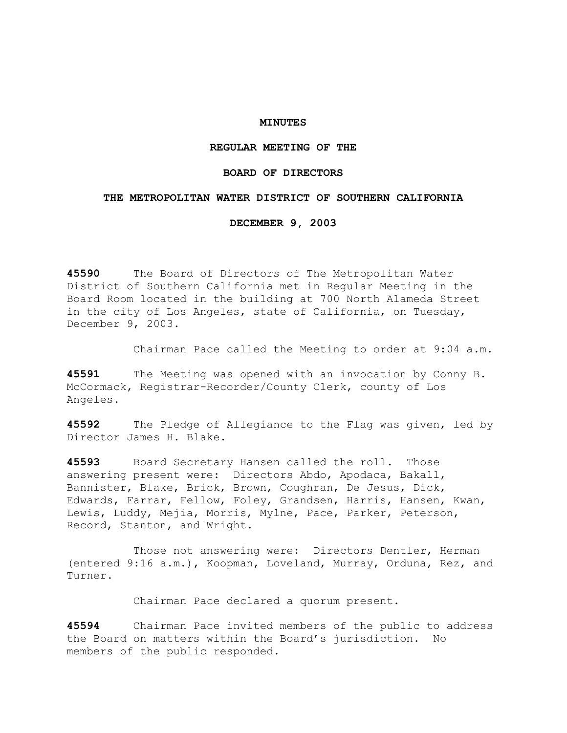# MINUTES

## REGULAR MEETING OF THE

## BOARD OF DIRECTORS

## THE METROPOLITAN WATER DISTRICT OF SOUTHERN CALIFORNIA

## DECEMBER 9, 2003

**45590** The Board of Directors of The Metropolitan Water District of Southern California met in Regular Meeting in the Board Room located in the building at 700 North Alameda Street in the city of Los Angeles, state of California, on Tuesday, December 9, 2003.

Chairman Pace called the Meeting to order at 9:04 a.m.

**45591** The Meeting was opened with an invocation by Conny B. McCormack, Registrar-Recorder/County Clerk, county of Los Angeles.

**45592** The Pledge of Allegiance to the Flag was given, led by Director James H. Blake.

**45593** Board Secretary Hansen called the roll. Those answering present were: Directors Abdo, Apodaca, Bakall, Bannister, Blake, Brick, Brown, Coughran, De Jesus, Dick, Edwards, Farrar, Fellow, Foley, Grandsen, Harris, Hansen, Kwan, Lewis, Luddy, Mejia, Morris, Mylne, Pace, Parker, Peterson, Record, Stanton, and Wright.

Those not answering were: Directors Dentler, Herman (entered 9:16 a.m.), Koopman, Loveland, Murray, Orduna, Rez, and Turner.

Chairman Pace declared a quorum present.

**45594** Chairman Pace invited members of the public to address the Board on matters within the Board's jurisdiction. No members of the public responded.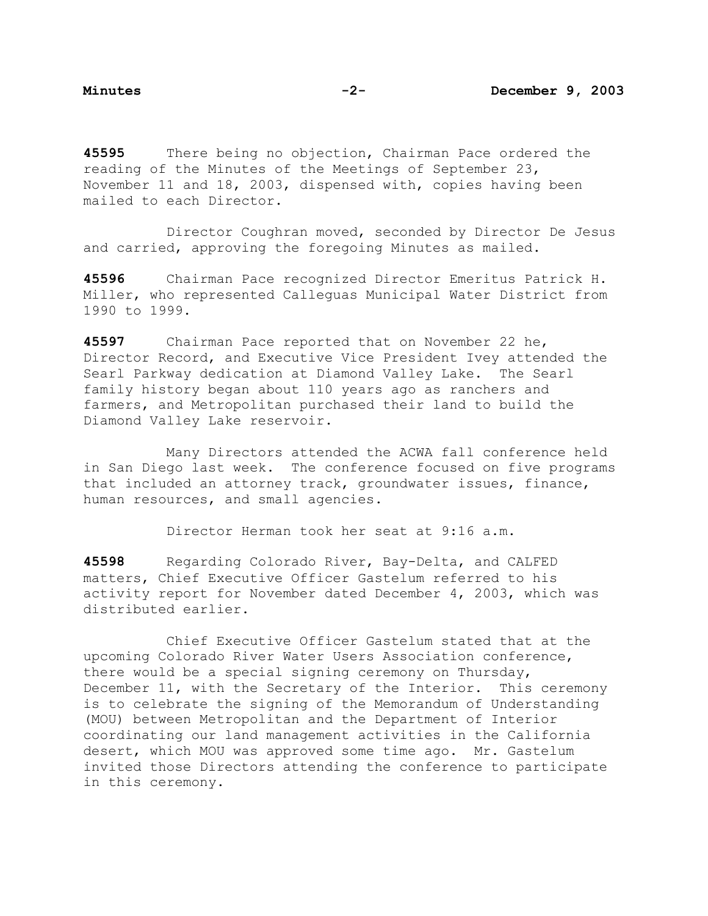**45595** There being no objection, Chairman Pace ordered the reading of the Minutes of the Meetings of September 23, November 11 and 18, 2003, dispensed with, copies having been mailed to each Director.

Director Coughran moved, seconded by Director De Jesus and carried, approving the foregoing Minutes as mailed.

**45596** Chairman Pace recognized Director Emeritus Patrick H. Miller, who represented Calleguas Municipal Water District from 1990 to 1999.

**45597** Chairman Pace reported that on November 22 he, Director Record, and Executive Vice President Ivey attended the Searl Parkway dedication at Diamond Valley Lake. The Searl family history began about 110 years ago as ranchers and farmers, and Metropolitan purchased their land to build the Diamond Valley Lake reservoir.

Many Directors attended the ACWA fall conference held in San Diego last week. The conference focused on five programs that included an attorney track, groundwater issues, finance, human resources, and small agencies.

Director Herman took her seat at 9:16 a.m.

**45598** Regarding Colorado River, Bay-Delta, and CALFED matters, Chief Executive Officer Gastelum referred to his activity report for November dated December 4, 2003, which was distributed earlier.

Chief Executive Officer Gastelum stated that at the upcoming Colorado River Water Users Association conference, there would be a special signing ceremony on Thursday, December 11, with the Secretary of the Interior. This ceremony is to celebrate the signing of the Memorandum of Understanding (MOU) between Metropolitan and the Department of Interior coordinating our land management activities in the California desert, which MOU was approved some time ago. Mr. Gastelum invited those Directors attending the conference to participate in this ceremony.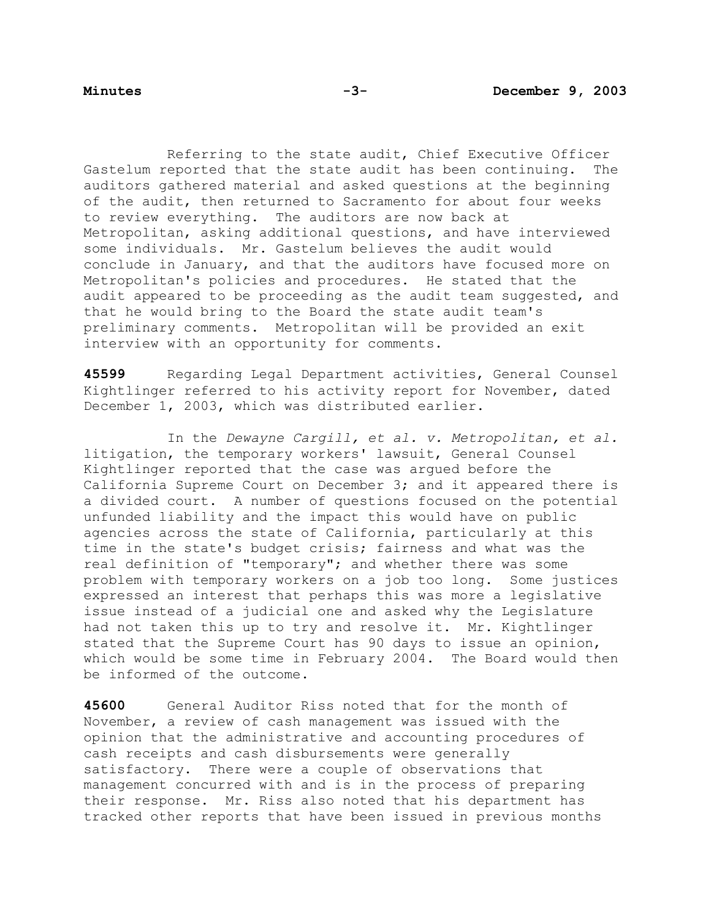Referring to the state audit, Chief Executive Officer Gastelum reported that the state audit has been continuing. The auditors gathered material and asked questions at the beginning of the audit, then returned to Sacramento for about four weeks to review everything. The auditors are now back at Metropolitan, asking additional questions, and have interviewed some individuals. Mr. Gastelum believes the audit would conclude in January, and that the auditors have focused more on Metropolitan's policies and procedures. He stated that the audit appeared to be proceeding as the state audit team suggested, and that he would bring to the Board the state audit team's preliminary comments. Metropolitan will be provided an exit interview with an opportunity for comments.

**45599** Regarding Legal Department activities, General Counsel Kightlinger referred to his activity report for November, dated December 1, 2003, which was distributed earlier.

In the *Dewayne Cargill, et al. v. Metropolitan, et al.* litigation, the temporary workers' lawsuit, General Counsel Kightlinger reported that the case was argued before the California Supreme Court on December 3; and it appeared there is a divided court. A number of questions focused on the potential unfunded liability and the impact this would have on public agencies across the state of California, particularly at this time in the state's budget crisis; fairness and what was the real definition of "temporary"; and whether there was some problem with temporary workers on a job too long. Some justices expressed an interest that perhaps this was more a legislative issue instead of a judicial one and asked why the Legislature had not taken this up to try and resolve it. Mr. Kightlinger stated that the Supreme Court has 90 days to issue an opinion, which would be some time in February 2004. The Board would then be informed of the outcome.

**45600** General Auditor Riss noted that for the month of November, a review of cash management was issued with the opinion that the administrative and accounting procedures of cash receipts and cash disbursements were generally satisfactory. There were a couple of observations that management concurred with and is in the process of preparing their response. Mr. Riss also noted that his department has tracked other reports that have been issued in previous months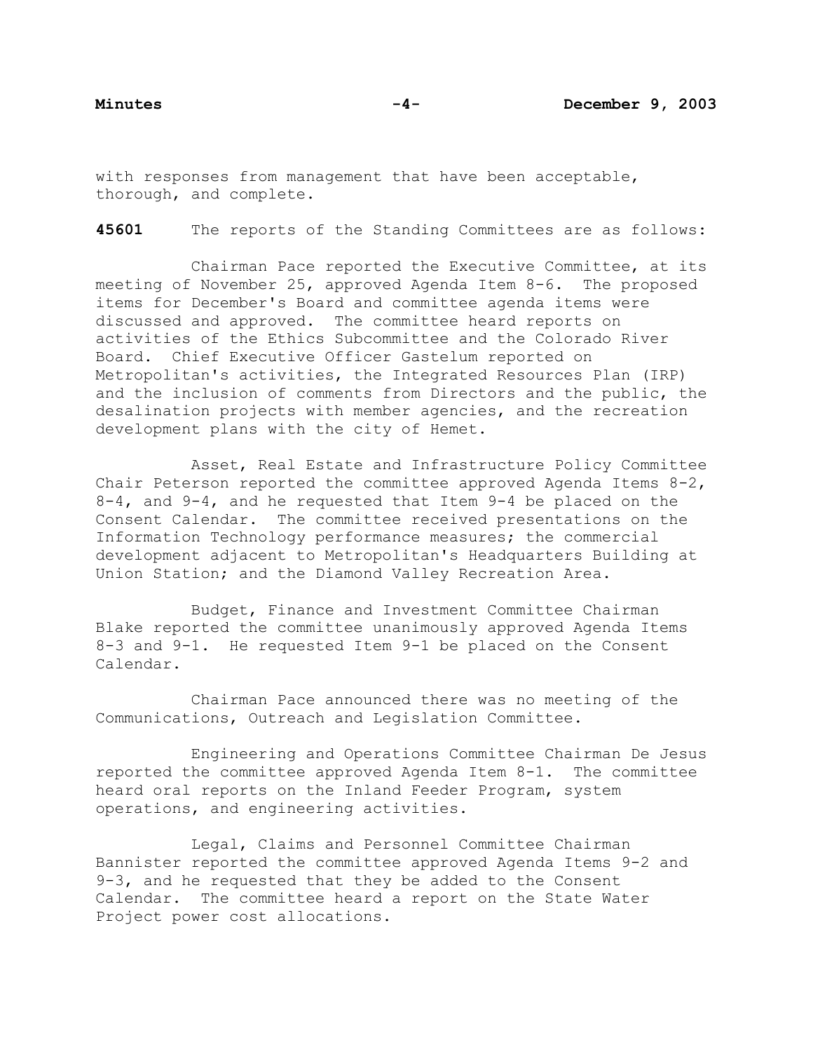with responses from management that have been acceptable, thorough, and complete.

**45601** The reports of the Standing Committees are as follows:

Chairman Pace reported the Executive Committee, at its meeting of November 25, approved Agenda Item 8-6. The proposed items for December's Board and committee agenda items were discussed and approved. The committee heard reports on activities of the Ethics Subcommittee and the Colorado River Board. Chief Executive Officer Gastelum reported on Metropolitan's activities, the Integrated Resources Plan (IRP) and the inclusion of comments from Directors and the public, the desalination projects with member agencies, and the recreation development plans with the city of Hemet.

Asset, Real Estate and Infrastructure Policy Committee Chair Peterson reported the committee approved Agenda Items 8-2, 8-4, and 9-4, and he requested that Item 9-4 be placed on the Consent Calendar. The committee received presentations on the Information Technology performance measures; the commercial development adjacent to Metropolitan's Headquarters Building at Union Station; and the Diamond Valley Recreation Area.

Budget, Finance and Investment Committee Chairman Blake reported the committee unanimously approved Agenda Items 8-3 and 9-1. He requested Item 9-1 be placed on the Consent Calendar.

Chairman Pace announced there was no meeting of the Communications, Outreach and Legislation Committee.

Engineering and Operations Committee Chairman De Jesus reported the committee approved Agenda Item 8-1. The committee heard oral reports on the Inland Feeder Program, system operations, and engineering activities.

Legal, Claims and Personnel Committee Chairman Bannister reported the committee approved Agenda Items 9-2 and 9-3, and he requested that they be added to the Consent Calendar. The committee heard a report on the State Water Project power cost allocations.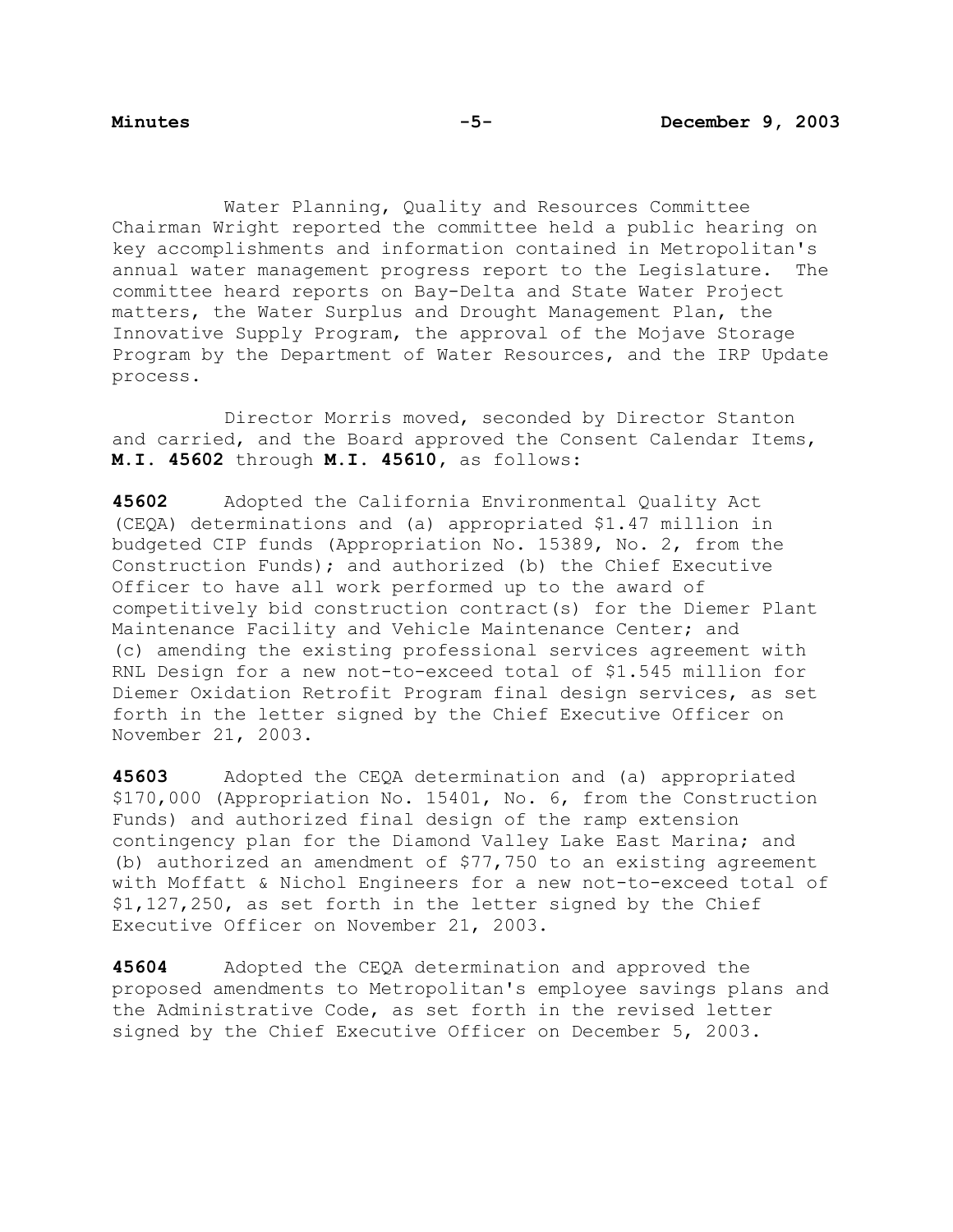Water Planning, Quality and Resources Committee Chairman Wright reported the committee held a public hearing on key accomplishments and information contained in Metropolitan's annual water management progress report to the Legislature. The committee heard reports on Bay-Delta and State Water Project matters, the Water Surplus and Drought Management Plan, the Innovative Supply Program, the approval of the Mojave Storage Program by the Department of Water Resources, and the IRP Update process.

Director Morris moved, seconded by Director Stanton and carried, and the Board approved the Consent Calendar Items, **M.I. 45602** through **M.I. 45610**, as follows:

**45602** Adopted the California Environmental Quality Act (CEQA) determinations and (a) appropriated $1.47 million in budgeted CIP funds (Appropriation No. 15389, No. 2, from the Construction Funds); and authorized (b) the Chief Executive Officer to have all work performed up to the award of competitively bid construction contract(s) for the Diemer Plant Maintenance Facility and Vehicle Maintenance Center; and (c) amending the existing professional services agreement with RNL Design for a new not-to-exceed total of $1.545 million for Diemer Oxidation Retrofit Program final design services, as set forth in the letter signed by the Chief Executive Officer on November 21, 2003.

**45603** Adopted the CEQA determination and (a) appropriated $170,000 (Appropriation No. 15401, No. 6, from the Construction Funds) and authorized final design of the ramp extension contingency plan for the Diamond Valley Lake East Marina; and (b) authorized an amendment of $77,750 to an existing agreement with Moffatt & Nichol Engineers for a new not-to-exceed total of $1,127,250, as set forth in the letter signed by the Chief Executive Officer on November 21, 2003.

**45604** Adopted the CEQA determination and approved the proposed amendments to Metropolitan's employee savings plans and the Administrative Code, as set forth in the revised letter signed by the Chief Executive Officer on December 5, 2003.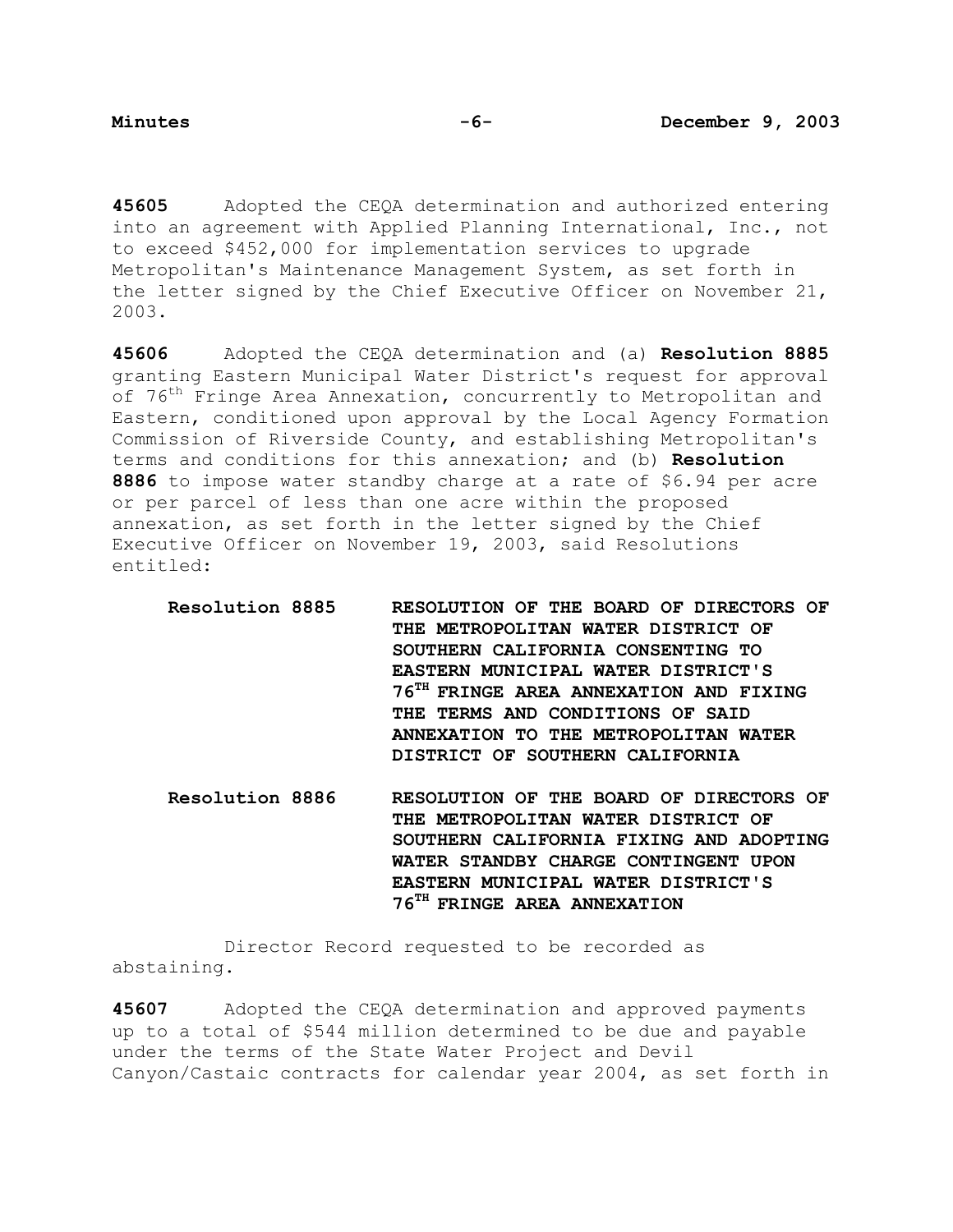**45605** Adopted the CEQA determination and authorized entering into an agreement with Applied Planning International, Inc., not to exceed $452,000 for implementation services to upgrade Metropolitan's Maintenance Management System, as set forth in the letter signed by the Chief Executive Officer on November 21, 2003.

**45606** Adopted the CEQA determination and (a) **Resolution 8885** granting Eastern Municipal Water District's request for approval of 76th Fringe Area Annexation, concurrently to Metropolitan and Eastern, conditioned upon approval by the Local Agency Formation Commission of Riverside County, and establishing Metropolitan's terms and conditions for this annexation; and (b) **Resolution 8886** to impose water standby charge at a rate of $6.94 per acre or per parcel of less than one acre within the proposed annexation, as set forth in the letter signed by the Chief Executive Officer on November 19, 2003, said Resolutions entitled:

**Resolution 8885** **RESOLUTION OF THE BOARD OF DIRECTORS OF THE METROPOLITAN WATER DISTRICT OF SOUTHERN CALIFORNIA CONSENTING TO EASTERN MUNICIPAL WATER DISTRICT'S 76TH FRINGE AREA ANNEXATION AND FIXING THE TERMS AND CONDITIONS OF SAID ANNEXATION TO THE METROPOLITAN WATER DISTRICT OF SOUTHERN CALIFORNIA**

**Resolution 8886** **RESOLUTION OF THE BOARD OF DIRECTORS OF THE METROPOLITAN WATER DISTRICT OF SOUTHERN CALIFORNIA FIXING AND ADOPTING WATER STANDBY CHARGE CONTINGENT UPON EASTERN MUNICIPAL WATER DISTRICT'S 76TH FRINGE AREA ANNEXATION**

Director Record requested to be recorded as abstaining.

**45607** Adopted the CEQA determination and approved payments up to a total of $544 million determined to be due and payable under the terms of the State Water Project and Devil Canyon/Castaic contracts for calendar year 2004, as set forth in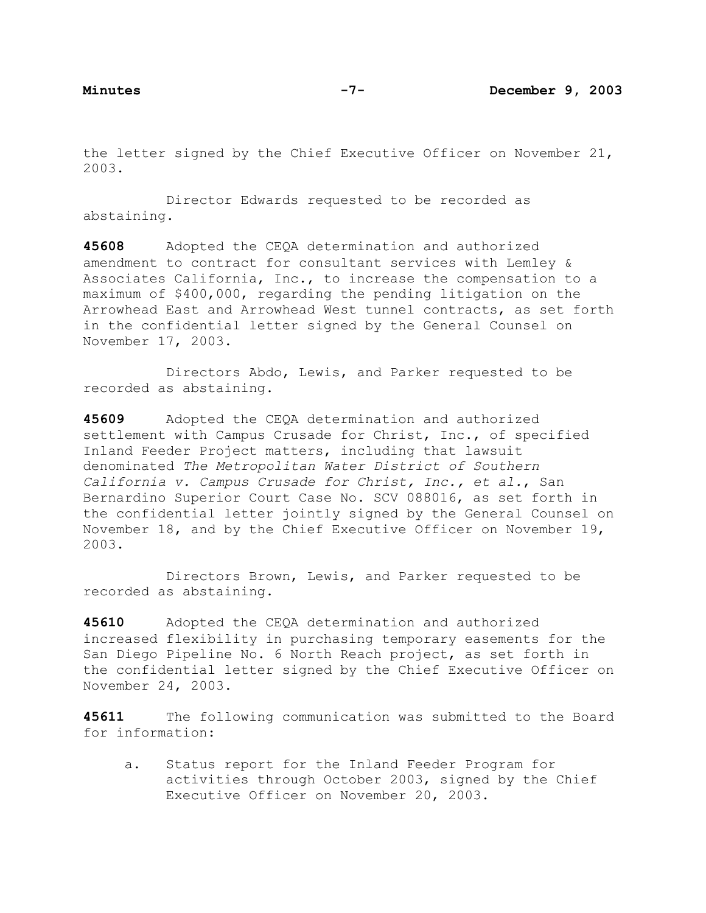the letter signed by the Chief Executive Officer on November 21, 2003.

Director Edwards requested to be recorded as abstaining.

**45608** Adopted the CEQA determination and authorized amendment to contract for consultant services with Lemley & Associates California, Inc., to increase the compensation to a maximum of $400,000, regarding the pending litigation on the Arrowhead East and Arrowhead West tunnel contracts, as set forth in the confidential letter signed by the General Counsel on November 17, 2003.

Directors Abdo, Lewis, and Parker requested to be recorded as abstaining.

**45609** Adopted the CEQA determination and authorized settlement with Campus Crusade for Christ, Inc., of specified Inland Feeder Project matters, including that lawsuit denominated *The Metropolitan Water District of Southern California v. Campus Crusade for Christ, Inc., et al.*, San Bernardino Superior Court Case No. SCV 088016, as set forth in the confidential letter jointly signed by the General Counsel on November 18, and by the Chief Executive Officer on November 19, 2003.

Directors Brown, Lewis, and Parker requested to be recorded as abstaining.

**45610** Adopted the CEQA determination and authorized increased flexibility in purchasing temporary easements for the San Diego Pipeline No. 6 North Reach project, as set forth in the confidential letter signed by the Chief Executive Officer on November 24, 2003.

**45611** The following communication was submitted to the Board for information:

a. Status report for the Inland Feeder Program for activities through October 2003, signed by the Chief Executive Officer on November 20, 2003.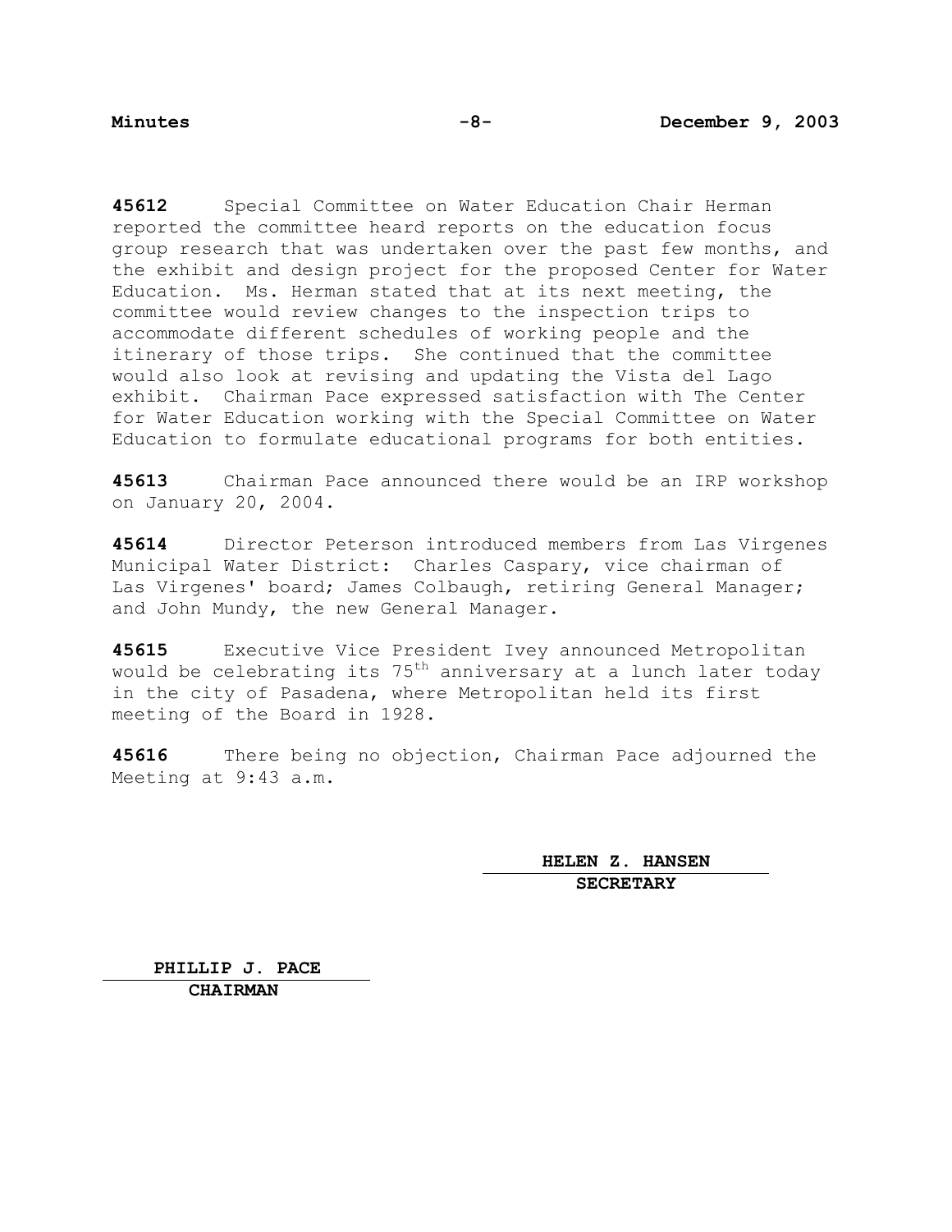**45612** Special Committee on Water Education Chair Herman reported the committee heard reports on the education focus group research that was undertaken over the past few months, and the exhibit and design project for the proposed Center for Water Education. Ms. Herman stated that at its next meeting, the committee would review changes to the inspection trips to accommodate different schedules of working people and the itinerary of those trips. She continued that the committee would also look at revising and updating the Vista del Lago exhibit. Chairman Pace expressed satisfaction with The Center for Water Education working with the Special Committee on Water Education to formulate educational programs for both entities.

**45613** Chairman Pace announced there would be an IRP workshop on January 20, 2004.

**45614** Director Peterson introduced members from Las Virgenes Municipal Water District: Charles Caspary, vice chairman of Las Virgenes' board; James Colbaugh, retiring General Manager; and John Mundy, the new General Manager.

**45615** Executive Vice President Ivey announced Metropolitan would be celebrating its 75th anniversary at a lunch later today in the city of Pasadena, where Metropolitan held its first meeting of the Board in 1928.

**45616** There being no objection, Chairman Pace adjourned the Meeting at 9:43 a.m.

**HELEN Z. HANSEN**
**SECRETARY**

**PHILLIP J. PACE**
**CHAIRMAN**